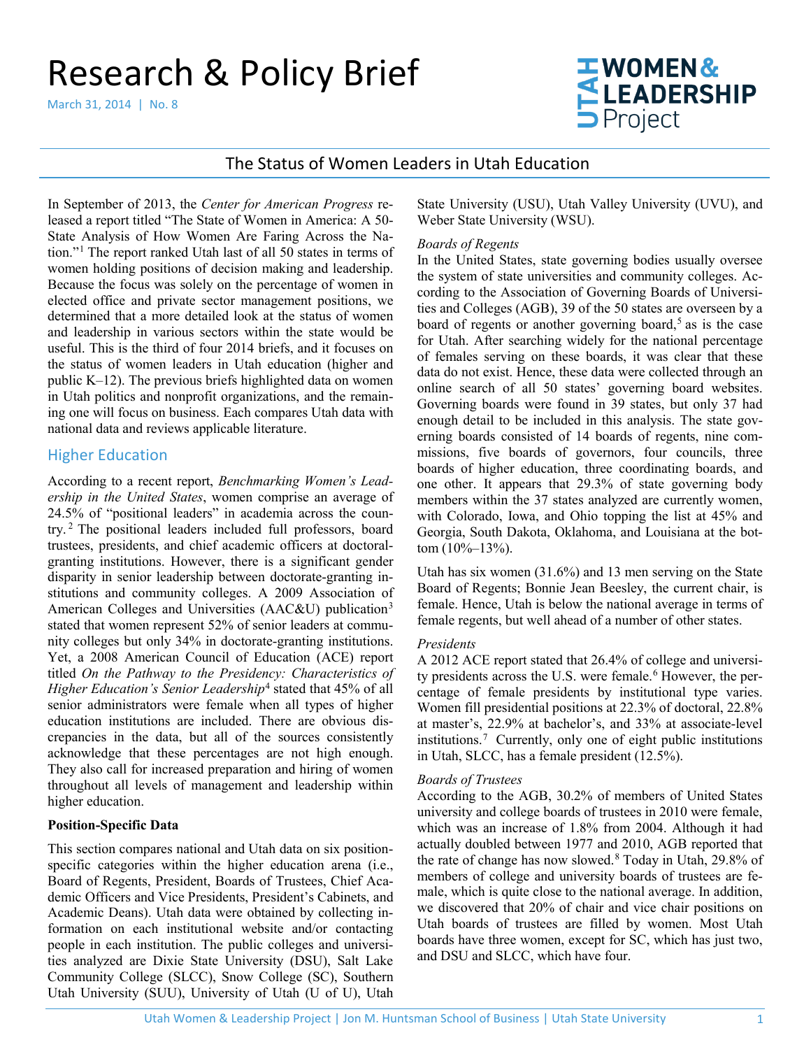# Research & Policy Brief

March 31, 2014 | No. 8

UTAH WOMEN & LEADERSHIP Project

## The Status of Women Leaders in Utah Education

In September of 2013, the *Center for American Progress* released a report titled "The State of Women in America: A 50-State Analysis of How Women Are Faring Across the Nation."[1] The report ranked Utah last of all 50 states in terms of women holding positions of decision making and leadership. Because the focus was solely on the percentage of women in elected office and private sector management positions, we determined that a more detailed look at the status of women and leadership in various sectors within the state would be useful. This is the third of four 2014 briefs, and it focuses on the status of women leaders in Utah education (higher and public K–12). The previous briefs highlighted data on women in Utah politics and nonprofit organizations, and the remaining one will focus on business. Each compares Utah data with national data and reviews applicable literature.

## Higher Education

According to a recent report, *Benchmarking Women's Leadership in the United States*, women comprise an average of 24.5% of "positional leaders" in academia across the country.[2] The positional leaders included full professors, board trustees, presidents, and chief academic officers at doctoral-granting institutions. However, there is a significant gender disparity in senior leadership between doctorate-granting institutions and community colleges. A 2009 Association of American Colleges and Universities (AAC&U) publication[3] stated that women represent 52% of senior leaders at community colleges but only 34% in doctorate-granting institutions. Yet, a 2008 American Council of Education (ACE) report titled *On the Pathway to the Presidency: Characteristics of Higher Education's Senior Leadership*[4] stated that 45% of all senior administrators were female when all types of higher education institutions are included. There are obvious discrepancies in the data, but all of the sources consistently acknowledge that these percentages are not high enough. They also call for increased preparation and hiring of women throughout all levels of management and leadership within higher education.

**Position-Specific Data**

This section compares national and Utah data on six position-specific categories within the higher education arena (i.e., Board of Regents, President, Boards of Trustees, Chief Academic Officers and Vice Presidents, President's Cabinets, and Academic Deans). Utah data were obtained by collecting information on each institutional website and/or contacting people in each institution. The public colleges and universities analyzed are Dixie State University (DSU), Salt Lake Community College (SLCC), Snow College (SC), Southern Utah University (SUU), University of Utah (U of U), Utah State University (USU), Utah Valley University (UVU), and Weber State University (WSU).

*Boards of Regents*

In the United States, state governing bodies usually oversee the system of state universities and community colleges. According to the Association of Governing Boards of Universities and Colleges (AGB), 39 of the 50 states are overseen by a board of regents or another governing board,[5] as is the case for Utah. After searching widely for the national percentage of females serving on these boards, it was clear that these data do not exist. Hence, these data were collected through an online search of all 50 states' governing board websites. Governing boards were found in 39 states, but only 37 had enough detail to be included in this analysis. The state governing boards consisted of 14 boards of regents, nine commissions, five boards of governors, four councils, three boards of higher education, three coordinating boards, and one other. It appears that 29.3% of state governing body members within the 37 states analyzed are currently women, with Colorado, Iowa, and Ohio topping the list at 45% and Georgia, South Dakota, Oklahoma, and Louisiana at the bottom (10%–13%).

Utah has six women (31.6%) and 13 men serving on the State Board of Regents; Bonnie Jean Beesley, the current chair, is female. Hence, Utah is below the national average in terms of female regents, but well ahead of a number of other states.

*Presidents*

A 2012 ACE report stated that 26.4% of college and university presidents across the U.S. were female.[6] However, the percentage of female presidents by institutional type varies. Women fill presidential positions at 22.3% of doctoral, 22.8% at master's, 22.9% at bachelor's, and 33% at associate-level institutions.[7] Currently, only one of eight public institutions in Utah, SLCC, has a female president (12.5%).

*Boards of Trustees*

According to the AGB, 30.2% of members of United States university and college boards of trustees in 2010 were female, which was an increase of 1.8% from 2004. Although it had actually doubled between 1977 and 2010, AGB reported that the rate of change has now slowed.[8] Today in Utah, 29.8% of members of college and university boards of trustees are female, which is quite close to the national average. In addition, we discovered that 20% of chair and vice chair positions on Utah boards of trustees are filled by women. Most Utah boards have three women, except for SC, which has just two, and DSU and SLCC, which have four.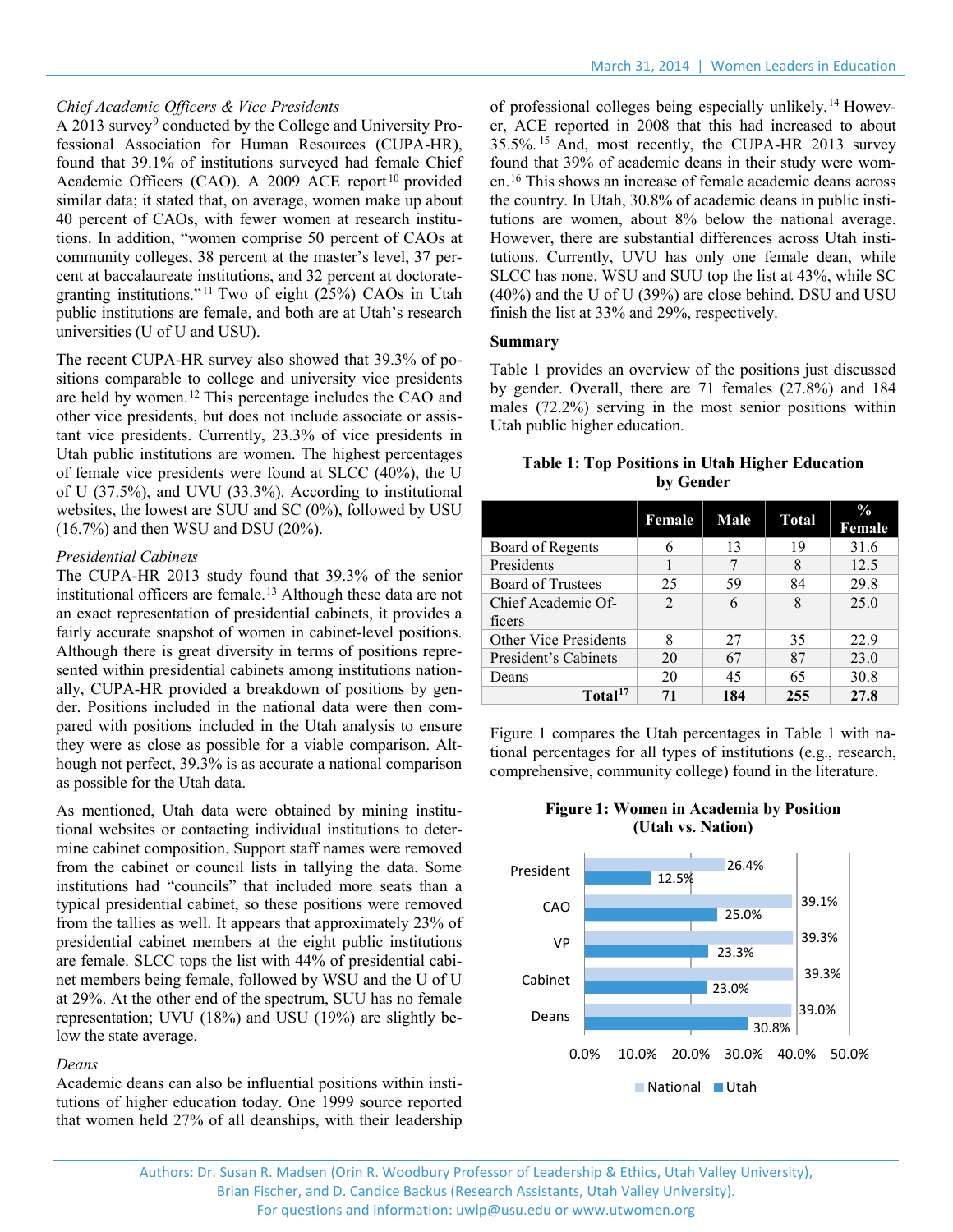*Chief Academic Officers & Vice Presidents*

A 2013 survey[9] conducted by the College and University Professional Association for Human Resources (CUPA-HR), found that 39.1% of institutions surveyed had female Chief Academic Officers (CAO). A 2009 ACE report[10] provided similar data; it stated that, on average, women make up about 40 percent of CAOs, with fewer women at research institutions. In addition, "women comprise 50 percent of CAOs at community colleges, 38 percent at the master's level, 37 percent at baccalaureate institutions, and 32 percent at doctorate-granting institutions."[11] Two of eight (25%) CAOs in Utah public institutions are female, and both are at Utah's research universities (U of U and USU).

The recent CUPA-HR survey also showed that 39.3% of positions comparable to college and university vice presidents are held by women.[12] This percentage includes the CAO and other vice presidents, but does not include associate or assistant vice presidents. Currently, 23.3% of vice presidents in Utah public institutions are women. The highest percentages of female vice presidents were found at SLCC (40%), the U of U (37.5%), and UVU (33.3%). According to institutional websites, the lowest are SUU and SC (0%), followed by USU (16.7%) and then WSU and DSU (20%).

*Presidential Cabinets*

The CUPA-HR 2013 study found that 39.3% of the senior institutional officers are female.[13] Although these data are not an exact representation of presidential cabinets, it provides a fairly accurate snapshot of women in cabinet-level positions. Although there is great diversity in terms of positions represented within presidential cabinets among institutions nationally, CUPA-HR provided a breakdown of positions by gender. Positions included in the national data were then compared with positions included in the Utah analysis to ensure they were as close as possible for a viable comparison. Although not perfect, 39.3% is as accurate a national comparison as possible for the Utah data.

As mentioned, Utah data were obtained by mining institutional websites or contacting individual institutions to determine cabinet composition. Support staff names were removed from the cabinet or council lists in tallying the data. Some institutions had "councils" that included more seats than a typical presidential cabinet, so these positions were removed from the tallies as well. It appears that approximately 23% of presidential cabinet members at the eight public institutions are female. SLCC tops the list with 44% of presidential cabinet members being female, followed by WSU and the U of U at 29%. At the other end of the spectrum, SUU has no female representation; UVU (18%) and USU (19%) are slightly below the state average.

*Deans*

Academic deans can also be influential positions within institutions of higher education today. One 1999 source reported that women held 27% of all deanships, with their leadership of professional colleges being especially unlikely.[14] However, ACE reported in 2008 that this had increased to about 35.5%.[15] And, most recently, the CUPA-HR 2013 survey found that 39% of academic deans in their study were women.[16] This shows an increase of female academic deans across the country. In Utah, 30.8% of academic deans in public institutions are women, about 8% below the national average. However, there are substantial differences across Utah institutions. Currently, UVU has only one female dean, while SLCC has none. WSU and SUU top the list at 43%, while SC (40%) and the U of U (39%) are close behind. DSU and USU finish the list at 33% and 29%, respectively.

**Summary**

Table 1 provides an overview of the positions just discussed by gender. Overall, there are 71 females (27.8%) and 184 males (72.2%) serving in the most senior positions within Utah public higher education.

**Table 1: Top Positions in Utah Higher Education by Gender**

| | Female | Male | Total | % Female |
|---|---|---|---|---|
| Board of Regents | 6 | 13 | 19 | 31.6 |
| Presidents | 1 | 7 | 8 | 12.5 |
| Board of Trustees | 25 | 59 | 84 | 29.8 |
| Chief Academic Officers | 2 | 6 | 8 | 25.0 |
| Other Vice Presidents | 8 | 27 | 35 | 22.9 |
| President's Cabinets | 20 | 67 | 87 | 23.0 |
| Deans | 20 | 45 | 65 | 30.8 |
| **Total[17]** | **71** | **184** | **255** | **27.8** |

Figure 1 compares the Utah percentages in Table 1 with national percentages for all types of institutions (e.g., research, comprehensive, community college) found in the literature.

**Figure 1: Women in Academia by Position (Utah vs. Nation)**

| Position | National | Utah |
|---|---|---|
| President | 26.4% | 12.5% |
| CAO | 39.1% | 25.0% |
| VP | 39.3% | 23.3% |
| Cabinet | 39.3% | 23.0% |
| Deans | 39.0% | 30.8% |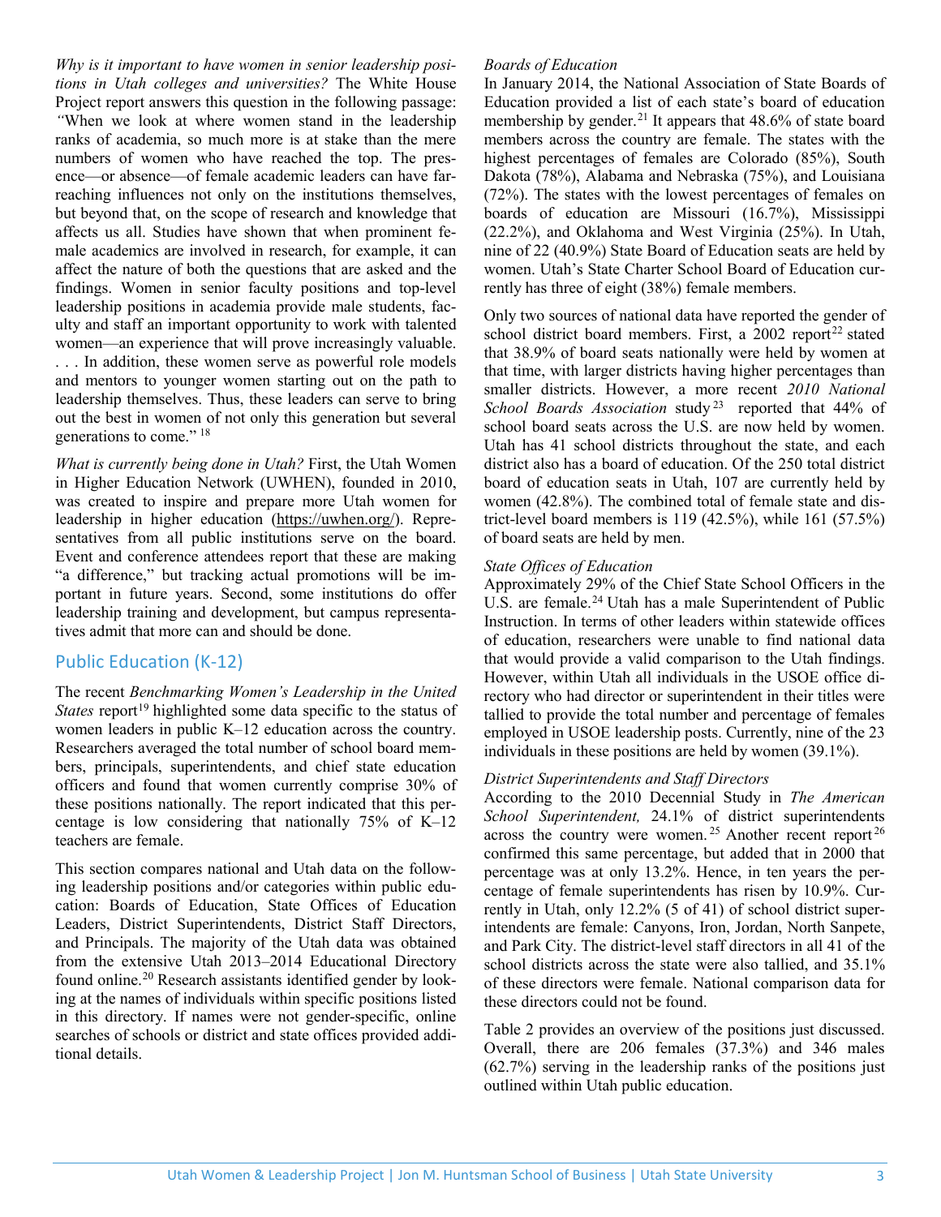*Why is it important to have women in senior leadership positions in Utah colleges and universities?* The White House Project report answers this question in the following passage: *"*When we look at where women stand in the leadership ranks of academia, so much more is at stake than the mere numbers of women who have reached the top. The presence—or absence—of female academic leaders can have far-reaching influences not only on the institutions themselves, but beyond that, on the scope of research and knowledge that affects us all. Studies have shown that when prominent female academics are involved in research, for example, it can affect the nature of both the questions that are asked and the findings. Women in senior faculty positions and top-level leadership positions in academia provide male students, faculty and staff an important opportunity to work with talented women—an experience that will prove increasingly valuable. . . . In addition, these women serve as powerful role models and mentors to younger women starting out on the path to leadership themselves. Thus, these leaders can serve to bring out the best in women of not only this generation but several generations to come." [18]

*What is currently being done in Utah?* First, the Utah Women in Higher Education Network (UWHEN), founded in 2010, was created to inspire and prepare Utah women for leadership in higher education (https://uwhen.org/). Representatives from all public institutions serve on the board. Event and conference attendees report that these are making "a difference," but tracking actual promotions will be important in future years. Second, some institutions do offer leadership training and development, but campus representatives admit that more can and should be done.

## Public Education (K-12)

The recent *Benchmarking Women's Leadership in the United States* report[19] highlighted some data specific to the status of women leaders in public K–12 education across the country. Researchers averaged the total number of school board members, principals, superintendents, and chief state education officers and found that women currently comprise 30% of these positions nationally. The report indicated that this percentage is low considering that nationally 75% of K–12 teachers are female.

This section compares national and Utah data on the following leadership positions and/or categories within public education: Boards of Education, State Offices of Education Leaders, District Superintendents, District Staff Directors, and Principals. The majority of the Utah data was obtained from the extensive Utah 2013–2014 Educational Directory found online.[20] Research assistants identified gender by looking at the names of individuals within specific positions listed in this directory. If names were not gender-specific, online searches of schools or district and state offices provided additional details.

*Boards of Education*

In January 2014, the National Association of State Boards of Education provided a list of each state's board of education membership by gender.[21] It appears that 48.6% of state board members across the country are female. The states with the highest percentages of females are Colorado (85%), South Dakota (78%), Alabama and Nebraska (75%), and Louisiana (72%). The states with the lowest percentages of females on boards of education are Missouri (16.7%), Mississippi (22.2%), and Oklahoma and West Virginia (25%). In Utah, nine of 22 (40.9%) State Board of Education seats are held by women. Utah's State Charter School Board of Education currently has three of eight (38%) female members.

Only two sources of national data have reported the gender of school district board members. First, a 2002 report[22] stated that 38.9% of board seats nationally were held by women at that time, with larger districts having higher percentages than smaller districts. However, a more recent *2010 National School Boards Association* study[23] reported that 44% of school board seats across the U.S. are now held by women. Utah has 41 school districts throughout the state, and each district also has a board of education. Of the 250 total district board of education seats in Utah, 107 are currently held by women (42.8%). The combined total of female state and district-level board members is 119 (42.5%), while 161 (57.5%) of board seats are held by men.

*State Offices of Education*

Approximately 29% of the Chief State School Officers in the U.S. are female.[24] Utah has a male Superintendent of Public Instruction. In terms of other leaders within statewide offices of education, researchers were unable to find national data that would provide a valid comparison to the Utah findings. However, within Utah all individuals in the USOE office directory who had director or superintendent in their titles were tallied to provide the total number and percentage of females employed in USOE leadership posts. Currently, nine of the 23 individuals in these positions are held by women (39.1%).

*District Superintendents and Staff Directors*

According to the 2010 Decennial Study in *The American School Superintendent,* 24.1% of district superintendents across the country were women.[25] Another recent report[26] confirmed this same percentage, but added that in 2000 that percentage was at only 13.2%. Hence, in ten years the percentage of female superintendents has risen by 10.9%. Currently in Utah, only 12.2% (5 of 41) of school district superintendents are female: Canyons, Iron, Jordan, North Sanpete, and Park City. The district-level staff directors in all 41 of the school districts across the state were also tallied, and 35.1% of these directors were female. National comparison data for these directors could not be found.

Table 2 provides an overview of the positions just discussed. Overall, there are 206 females (37.3%) and 346 males (62.7%) serving in the leadership ranks of the positions just outlined within Utah public education.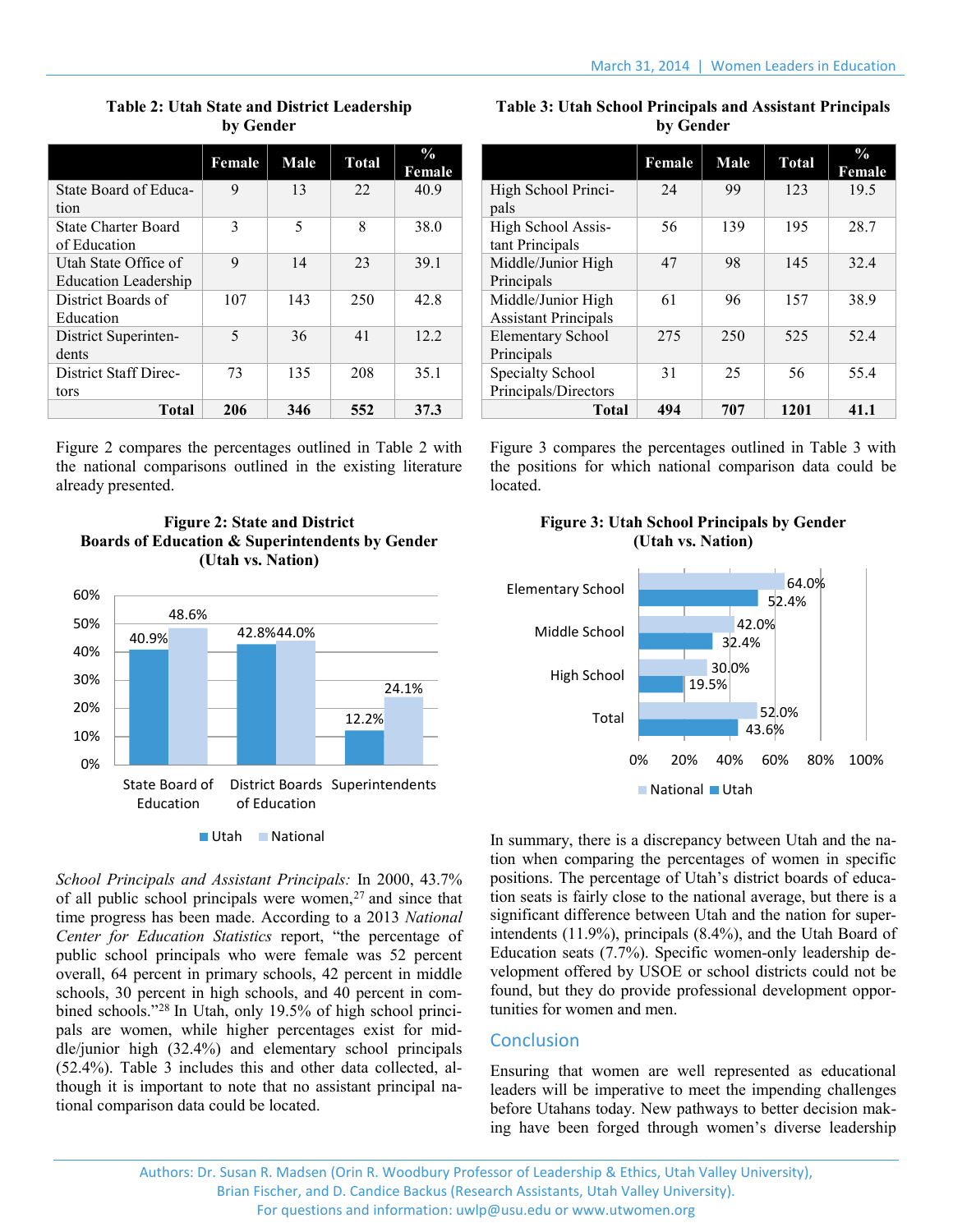**Table 2: Utah State and District Leadership by Gender**

| | Female | Male | Total | % Female |
|---|---|---|---|---|
| State Board of Education | 9 | 13 | 22 | 40.9 |
| State Charter Board of Education | 3 | 5 | 8 | 38.0 |
| Utah State Office of Education Leadership | 9 | 14 | 23 | 39.1 |
| District Boards of Education | 107 | 143 | 250 | 42.8 |
| District Superintendents | 5 | 36 | 41 | 12.2 |
| District Staff Directors | 73 | 135 | 208 | 35.1 |
| **Total** | **206** | **346** | **552** | **37.3** |

Figure 2 compares the percentages outlined in Table 2 with the national comparisons outlined in the existing literature already presented.

**Figure 2: State and District Boards of Education & Superintendents by Gender (Utah vs. Nation)**

| | Utah | National |
|---|---|---|
| State Board of Education | 40.9% | 48.6% |
| District Boards of Education | 42.8% | 44.0% |
| Superintendents | 12.2% | 24.1% |

*School Principals and Assistant Principals:* In 2000, 43.7% of all public school principals were women,[27] and since that time progress has been made. According to a 2013 *National Center for Education Statistics* report, "the percentage of public school principals who were female was 52 percent overall, 64 percent in primary schools, 42 percent in middle schools, 30 percent in high schools, and 40 percent in combined schools."[28] In Utah, only 19.5% of high school principals are women, while higher percentages exist for middle/junior high (32.4%) and elementary school principals (52.4%). Table 3 includes this and other data collected, although it is important to note that no assistant principal national comparison data could be located.

**Table 3: Utah School Principals and Assistant Principals by Gender**

| | Female | Male | Total | % Female |
|---|---|---|---|---|
| High School Principals | 24 | 99 | 123 | 19.5 |
| High School Assistant Principals | 56 | 139 | 195 | 28.7 |
| Middle/Junior High Principals | 47 | 98 | 145 | 32.4 |
| Middle/Junior High Assistant Principals | 61 | 96 | 157 | 38.9 |
| Elementary School Principals | 275 | 250 | 525 | 52.4 |
| Specialty School Principals/Directors | 31 | 25 | 56 | 55.4 |
| **Total** | **494** | **707** | **1201** | **41.1** |

Figure 3 compares the percentages outlined in Table 3 with the positions for which national comparison data could be located.

**Figure 3: Utah School Principals by Gender (Utah vs. Nation)**

| | National | Utah |
|---|---|---|
| Elementary School | 64.0% | 52.4% |
| Middle School | 42.0% | 32.4% |
| High School | 30.0% | 19.5% |
| Total | 52.0% | 43.6% |

In summary, there is a discrepancy between Utah and the nation when comparing the percentages of women in specific positions. The percentage of Utah's district boards of education seats is fairly close to the national average, but there is a significant difference between Utah and the nation for superintendents (11.9%), principals (8.4%), and the Utah Board of Education seats (7.7%). Specific women-only leadership development offered by USOE or school districts could not be found, but they do provide professional development opportunities for women and men.

## Conclusion

Ensuring that women are well represented as educational leaders will be imperative to meet the impending challenges before Utahans today. New pathways to better decision making have been forged through women's diverse leadership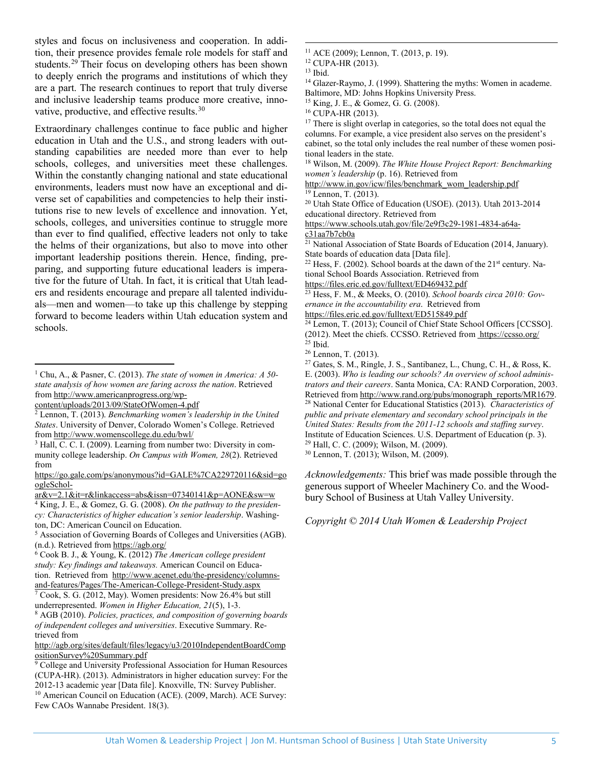styles and focus on inclusiveness and cooperation. In addition, their presence provides female role models for staff and students.[29] Their focus on developing others has been shown to deeply enrich the programs and institutions of which they are a part. The research continues to report that truly diverse and inclusive leadership teams produce more creative, innovative, productive, and effective results.[30]

Extraordinary challenges continue to face public and higher education in Utah and the U.S., and strong leaders with outstanding capabilities are needed more than ever to help schools, colleges, and universities meet these challenges. Within the constantly changing national and state educational environments, leaders must now have an exceptional and diverse set of capabilities and competencies to help their institutions rise to new levels of excellence and innovation. Yet, schools, colleges, and universities continue to struggle more than ever to find qualified, effective leaders not only to take the helms of their organizations, but also to move into other important leadership positions therein. Hence, finding, preparing, and supporting future educational leaders is imperative for the future of Utah. In fact, it is critical that Utah leaders and residents encourage and prepare all talented individuals—men and women—to take up this challenge by stepping forward to become leaders within Utah education system and schools.

---

[1] Chu, A., & Pasner, C. (2013). *The state of women in America: A 50-state analysis of how women are faring across the nation*. Retrieved from http://www.americanprogress.org/wp-content/uploads/2013/09/StateOfWomen-4.pdf

[2] Lennon, T. (2013). *Benchmarking women's leadership in the United States*. University of Denver, Colorado Women's College. Retrieved from http://www.womenscollege.du.edu/bwl/

[3] Hall, C. C. I. (2009). Learning from number two: Diversity in community college leadership. *On Campus with Women, 28*(2). Retrieved from https://go.gale.com/ps/anonymous?id=GALE%7CA229720116&sid=googleScholar&v=2.1&it=r&linkaccess=abs&issn=07340141&p=AONE&sw=w

[4] King, J. E., & Gomez, G. G. (2008). *On the pathway to the presidency: Characteristics of higher education's senior leadership*. Washington, DC: American Council on Education.

[5] Association of Governing Boards of Colleges and Universities (AGB). (n.d.). Retrieved from https://agb.org/

[6] Cook B. J., & Young, K. (2012) *The American college president study: Key findings and takeaways.* American Council on Education. Retrieved from http://www.acenet.edu/the-presidency/columns-and-features/Pages/The-American-College-President-Study.aspx

[7] Cook, S. G. (2012, May). Women presidents: Now 26.4% but still underrepresented. *Women in Higher Education, 21*(5), 1-3.

[8] AGB (2010). *Policies, practices, and composition of governing boards of independent colleges and universities*. Executive Summary. Retrieved from http://agb.org/sites/default/files/legacy/u3/2010IndependentBoardCompositionSurvey%20Summary.pdf

[9] College and University Professional Association for Human Resources (CUPA-HR). (2013). Administrators in higher education survey: For the 2012-13 academic year [Data file]. Knoxville, TN: Survey Publisher.

[10] American Council on Education (ACE). (2009, March). ACE Survey: Few CAOs Wannabe President. 18(3).

[11] ACE (2009); Lennon, T. (2013, p. 19).

[12] CUPA-HR (2013).

[13] Ibid.

[14] Glazer-Raymo, J. (1999). Shattering the myths: Women in academe. Baltimore, MD: Johns Hopkins University Press.

[15] King, J. E., & Gomez, G. G. (2008).

[16] CUPA-HR (2013).

[17] There is slight overlap in categories, so the total does not equal the columns. For example, a vice president also serves on the president's cabinet, so the total only includes the real number of these women positional leaders in the state.

[18] Wilson, M. (2009). *The White House Project Report: Benchmarking women's leadership* (p. 16). Retrieved from http://www.in.gov/icw/files/benchmark_wom_leadership.pdf

[19] Lennon, T. (2013).

[20] Utah State Office of Education (USOE). (2013). Utah 2013-2014 educational directory. Retrieved from https://www.schools.utah.gov/file/2e9f3c29-1981-4834-a64a-c31aa7b7cb0a

[21] National Association of State Boards of Education (2014, January). State boards of education data [Data file].

[22] Hess, F. (2002). School boards at the dawn of the 21st century. National School Boards Association. Retrieved from https://files.eric.ed.gov/fulltext/ED469432.pdf

[23] Hess, F. M., & Meeks, O. (2010). *School boards circa 2010: Governance in the accountability era*. Retrieved from https://files.eric.ed.gov/fulltext/ED515849.pdf

[24] Lemon, T. (2013); Council of Chief State School Officers [CCSSO]. (2012). Meet the chiefs. CCSSO. Retrieved from https://ccsso.org/

[25] Ibid.

[26] Lennon, T. (2013).

[27] Gates, S. M., Ringle, J. S., Santibanez, L., Chung, C. H., & Ross, K. E. (2003). *Who is leading our schools? An overview of school administrators and their careers*. Santa Monica, CA: RAND Corporation, 2003. Retrieved from http://www.rand.org/pubs/monograph_reports/MR1679.

[28] National Center for Educational Statistics (2013). *Characteristics of public and private elementary and secondary school principals in the United States: Results from the 2011-12 schools and staffing survey*. Institute of Education Sciences. U.S. Department of Education (p. 3).

[29] Hall, C. C. (2009); Wilson, M. (2009).

[30] Lennon, T. (2013); Wilson, M. (2009).

*Acknowledgements:* This brief was made possible through the generous support of Wheeler Machinery Co. and the Woodbury School of Business at Utah Valley University.

*Copyright © 2014 Utah Women & Leadership Project*